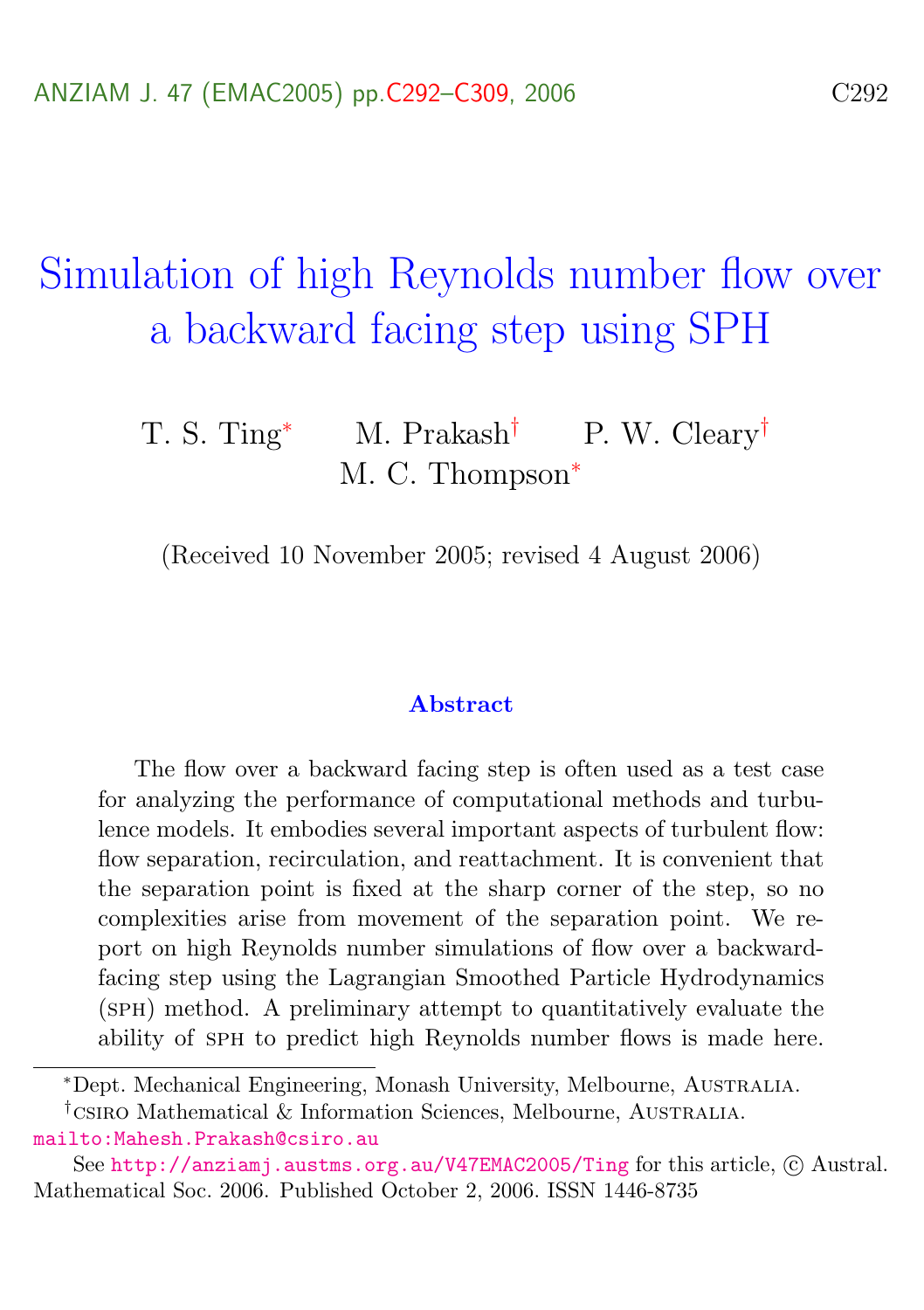# Simulation of high Reynolds number flow over a backward facing step using SPH

T. S. Ting[*] M. Prakash[†] P. W. Cleary[†]
M. C. Thompson[*]

(Received 10 November 2005; revised 4 August 2006)

### Abstract

The flow over a backward facing step is often used as a test case for analyzing the performance of computational methods and turbulence models. It embodies several important aspects of turbulent flow: flow separation, recirculation, and reattachment. It is convenient that the separation point is fixed at the sharp corner of the step, so no complexities arise from movement of the separation point. We report on high Reynolds number simulations of flow over a backward-facing step using the Lagrangian Smoothed Particle Hydrodynamics (SPH) method. A preliminary attempt to quantitatively evaluate the ability of SPH to predict high Reynolds number flows is made here.

---

[*]Dept. Mechanical Engineering, Monash University, Melbourne, Australia.

[†]CSIRO Mathematical & Information Sciences, Melbourne, Australia.
mailto:Mahesh.Prakash@csiro.au

See http://anziamj.austms.org.au/V47EMAC2005/Ting for this article, © Austral. Mathematical Soc. 2006. Published October 2, 2006. ISSN 1446-8735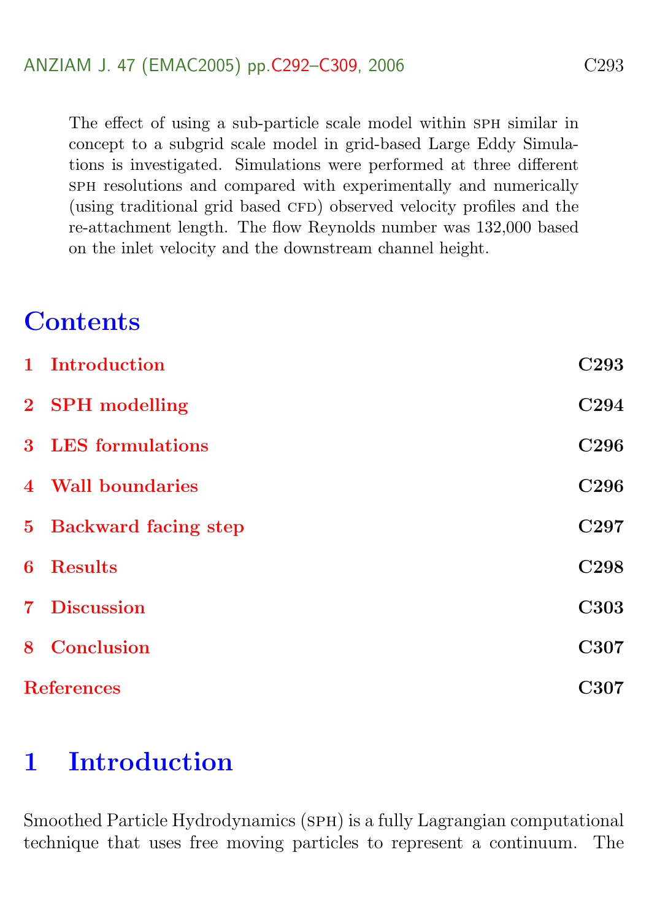The effect of using a sub-particle scale model within SPH similar in concept to a subgrid scale model in grid-based Large Eddy Simulations is investigated. Simulations were performed at three different SPH resolutions and compared with experimentally and numerically (using traditional grid based CFD) observed velocity profiles and the re-attachment length. The flow Reynolds number was 132,000 based on the inlet velocity and the downstream channel height.

# Contents

| | |
|---|---|
| **1 Introduction** | **C293** |
| **2 SPH modelling** | **C294** |
| **3 LES formulations** | **C296** |
| **4 Wall boundaries** | **C296** |
| **5 Backward facing step** | **C297** |
| **6 Results** | **C298** |
| **7 Discussion** | **C303** |
| **8 Conclusion** | **C307** |
| **References** | **C307** |

# 1 Introduction

Smoothed Particle Hydrodynamics (SPH) is a fully Lagrangian computational technique that uses free moving particles to represent a continuum. The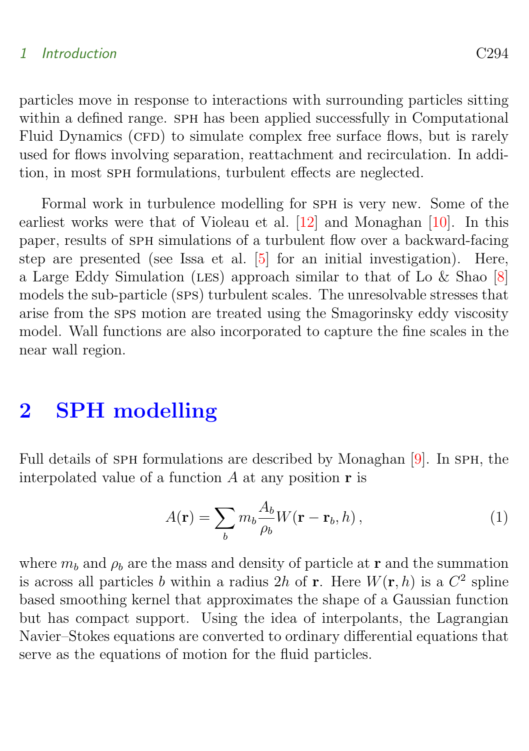particles move in response to interactions with surrounding particles sitting within a defined range. SPH has been applied successfully in Computational Fluid Dynamics (CFD) to simulate complex free surface flows, but is rarely used for flows involving separation, reattachment and recirculation. In addition, in most SPH formulations, turbulent effects are neglected.

Formal work in turbulence modelling for SPH is very new. Some of the earliest works were that of Violeau et al. [12] and Monaghan [10]. In this paper, results of SPH simulations of a turbulent flow over a backward-facing step are presented (see Issa et al. [5] for an initial investigation). Here, a Large Eddy Simulation (LES) approach similar to that of Lo & Shao [8] models the sub-particle (SPS) turbulent scales. The unresolvable stresses that arise from the SPS motion are treated using the Smagorinsky eddy viscosity model. Wall functions are also incorporated to capture the fine scales in the near wall region.

## 2 SPH modelling

Full details of SPH formulations are described by Monaghan [9]. In SPH, the interpolated value of a function $A$ at any position $\mathbf{r}$ is

$$A(\mathbf{r}) = \sum_b m_b \frac{A_b}{\rho_b} W(\mathbf{r} - \mathbf{r}_b, h)\,, \tag{1}$$

where $m_b$ and $\rho_b$ are the mass and density of particle at $\mathbf{r}$ and the summation is across all particles $b$ within a radius $2h$ of $\mathbf{r}$. Here $W(\mathbf{r}, h)$ is a $C^2$ spline based smoothing kernel that approximates the shape of a Gaussian function but has compact support. Using the idea of interpolants, the Lagrangian Navier–Stokes equations are converted to ordinary differential equations that serve as the equations of motion for the fluid particles.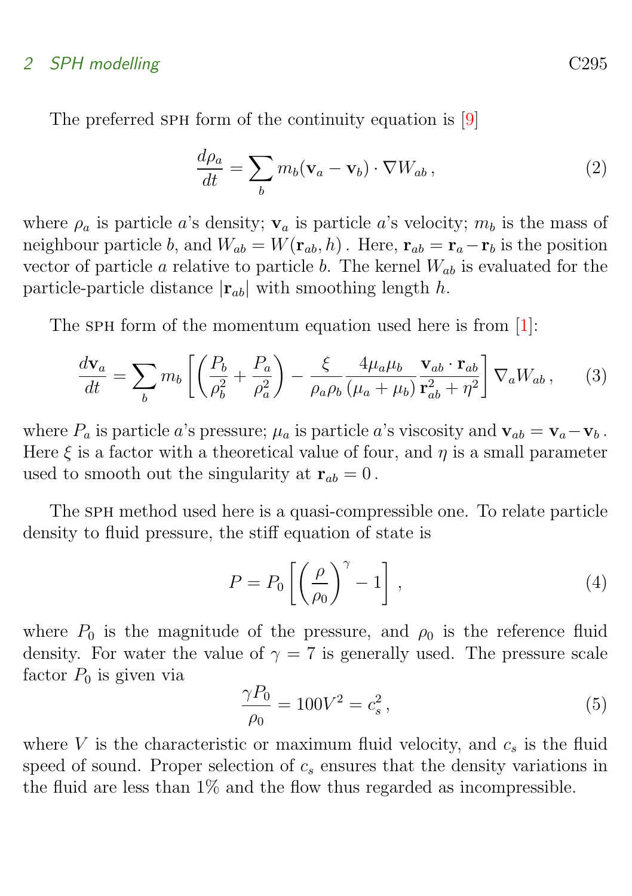The preferred SPH form of the continuity equation is [9]

$$\frac{d\rho_a}{dt} = \sum_b m_b (\mathbf{v}_a - \mathbf{v}_b) \cdot \nabla W_{ab} \,, \tag{2}$$

where $\rho_a$ is particle $a$'s density; $\mathbf{v}_a$ is particle $a$'s velocity; $m_b$ is the mass of neighbour particle $b$, and $W_{ab} = W(\mathbf{r}_{ab}, h)$. Here, $\mathbf{r}_{ab} = \mathbf{r}_a - \mathbf{r}_b$ is the position vector of particle $a$ relative to particle $b$. The kernel $W_{ab}$ is evaluated for the particle-particle distance $|\mathbf{r}_{ab}|$ with smoothing length $h$.

The SPH form of the momentum equation used here is from [1]:

$$\frac{d\mathbf{v}_a}{dt} = \sum_b m_b \left[ \left( \frac{P_b}{\rho_b^2} + \frac{P_a}{\rho_a^2} \right) - \frac{\xi}{\rho_a \rho_b} \frac{4\mu_a \mu_b}{(\mu_a + \mu_b)} \frac{\mathbf{v}_{ab} \cdot \mathbf{r}_{ab}}{\mathbf{r}_{ab}^2 + \eta^2} \right] \nabla_a W_{ab} \,, \tag{3}$$

where $P_a$ is particle $a$'s pressure; $\mu_a$ is particle $a$'s viscosity and $\mathbf{v}_{ab} = \mathbf{v}_a - \mathbf{v}_b$. Here $\xi$ is a factor with a theoretical value of four, and $\eta$ is a small parameter used to smooth out the singularity at $\mathbf{r}_{ab} = 0$.

The SPH method used here is a quasi-compressible one. To relate particle density to fluid pressure, the stiff equation of state is

$$P = P_0 \left[ \left( \frac{\rho}{\rho_0} \right)^{\gamma} - 1 \right] , \tag{4}$$

where $P_0$ is the magnitude of the pressure, and $\rho_0$ is the reference fluid density. For water the value of $\gamma = 7$ is generally used. The pressure scale factor $P_0$ is given via

$$\frac{\gamma P_0}{\rho_0} = 100 V^2 = c_s^2 \,, \tag{5}$$

where $V$ is the characteristic or maximum fluid velocity, and $c_s$ is the fluid speed of sound. Proper selection of $c_s$ ensures that the density variations in the fluid are less than 1% and the flow thus regarded as incompressible.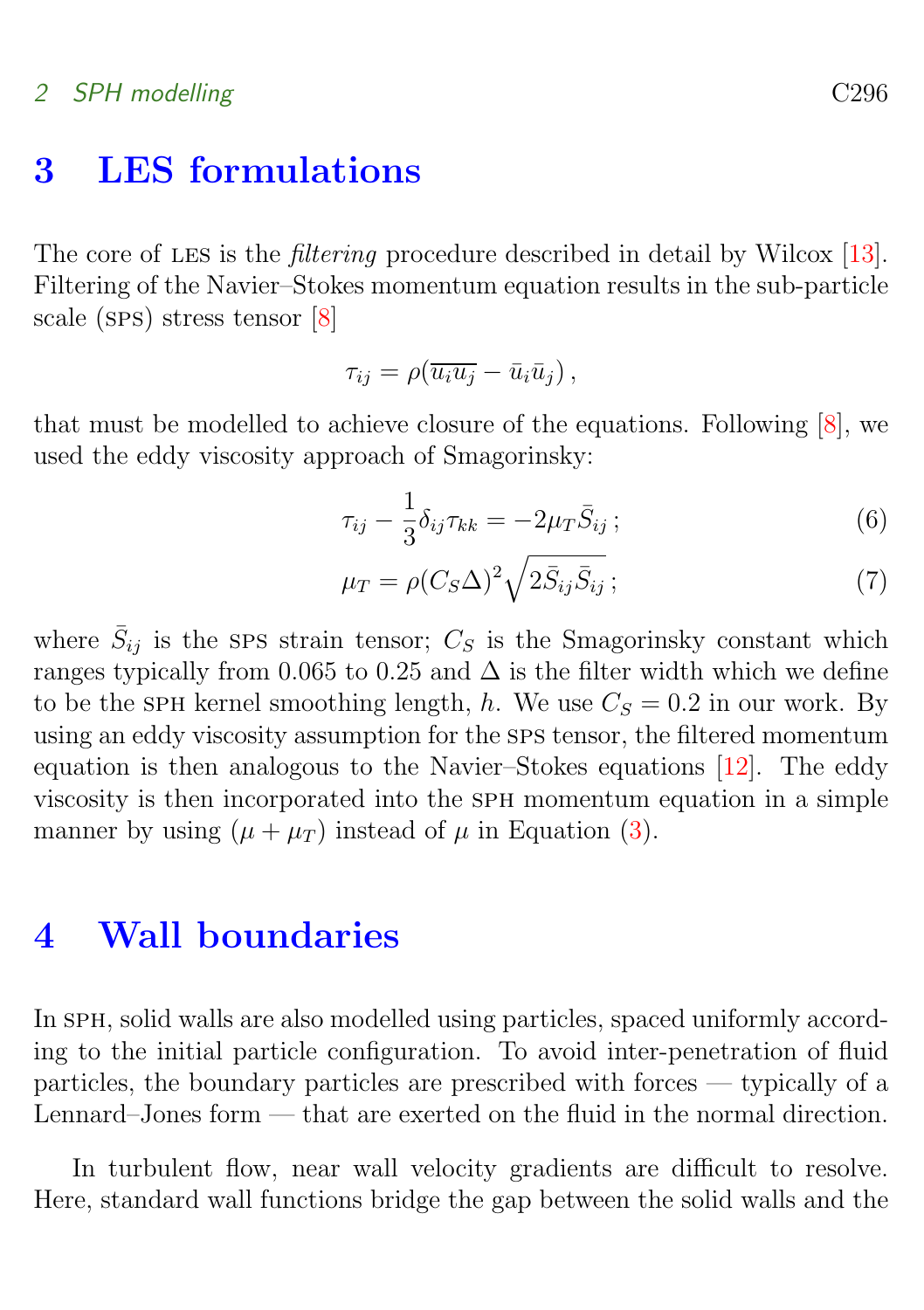# 3 LES formulations

The core of LES is the *filtering* procedure described in detail by Wilcox [13]. Filtering of the Navier–Stokes momentum equation results in the sub-particle scale (SPS) stress tensor [8]

$$\tau_{ij} = \rho(\overline{u_i u_j} - \bar{u}_i \bar{u}_j)\,,$$

that must be modelled to achieve closure of the equations. Following [8], we used the eddy viscosity approach of Smagorinsky:

$$\tau_{ij} - \frac{1}{3}\delta_{ij}\tau_{kk} = -2\mu_T \bar{S}_{ij}\,; \tag{6}$$

$$\mu_T = \rho(C_S\Delta)^2\sqrt{2\bar{S}_{ij}\bar{S}_{ij}}\,; \tag{7}$$

where $\bar{S}_{ij}$ is the SPS strain tensor; $C_S$ is the Smagorinsky constant which ranges typically from 0.065 to 0.25 and $\Delta$ is the filter width which we define to be the SPH kernel smoothing length, $h$. We use $C_S = 0.2$ in our work. By using an eddy viscosity assumption for the SPS tensor, the filtered momentum equation is then analogous to the Navier–Stokes equations [12]. The eddy viscosity is then incorporated into the SPH momentum equation in a simple manner by using $(\mu + \mu_T)$ instead of $\mu$ in Equation (3).

# 4 Wall boundaries

In SPH, solid walls are also modelled using particles, spaced uniformly according to the initial particle configuration. To avoid inter-penetration of fluid particles, the boundary particles are prescribed with forces — typically of a Lennard–Jones form — that are exerted on the fluid in the normal direction.

In turbulent flow, near wall velocity gradients are difficult to resolve. Here, standard wall functions bridge the gap between the solid walls and the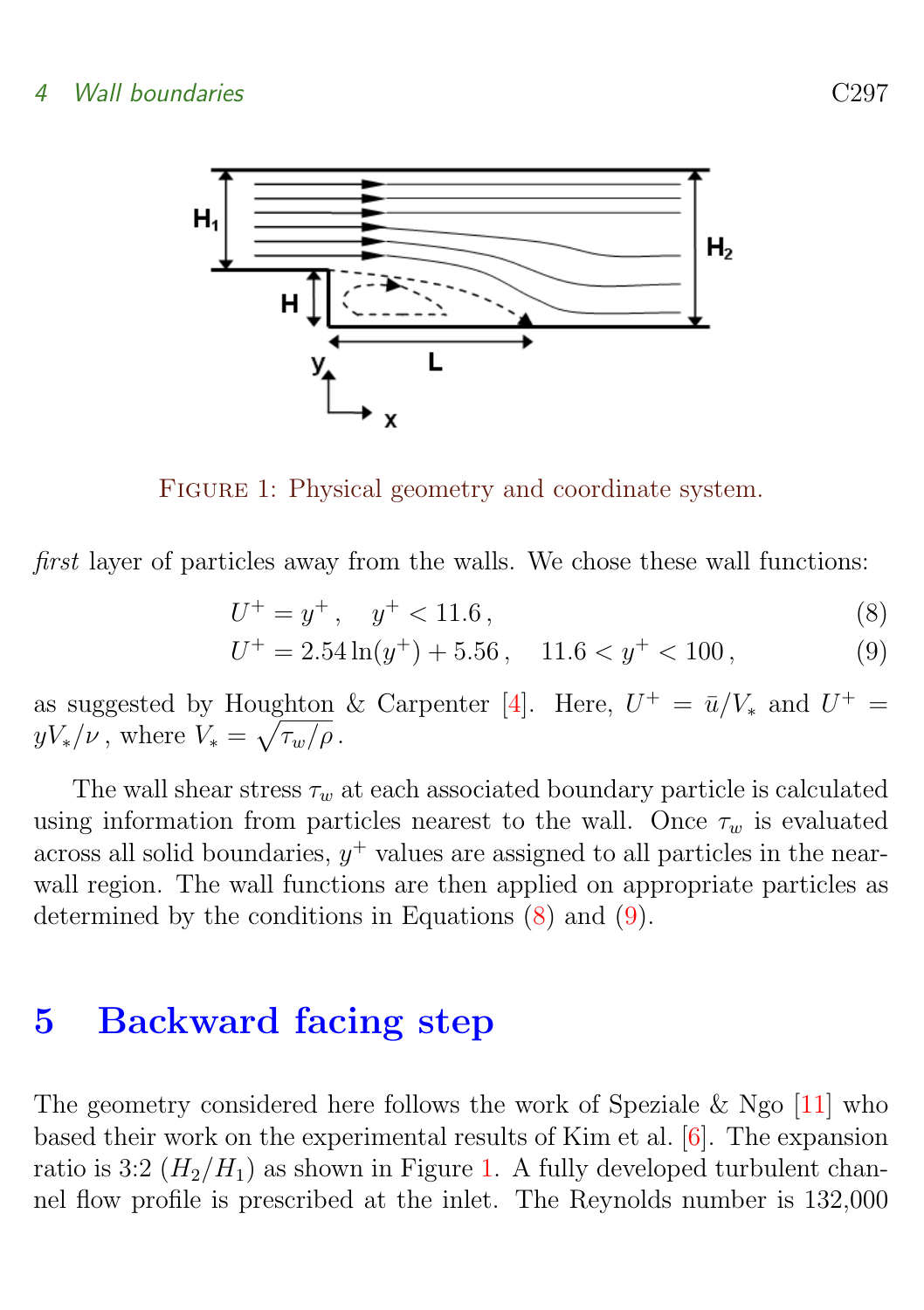Figure 1: Physical geometry and coordinate system.

*first* layer of particles away from the walls. We chose these wall functions:

$$U^+ = y^+ , \quad y^+ < 11.6 , \tag{8}$$

$$U^+ = 2.54 \ln(y^+) + 5.56 , \quad 11.6 < y^+ < 100 , \tag{9}$$

as suggested by Houghton & Carpenter [4]. Here, $U^+ = \bar{u}/V_*$ and $U^+ = yV_*/\nu$ , where $V_* = \sqrt{\tau_w/\rho}$ .

The wall shear stress $\tau_w$ at each associated boundary particle is calculated using information from particles nearest to the wall. Once $\tau_w$ is evaluated across all solid boundaries, $y^+$ values are assigned to all particles in the near-wall region. The wall functions are then applied on appropriate particles as determined by the conditions in Equations (8) and (9).

# 5 Backward facing step

The geometry considered here follows the work of Speziale & Ngo [11] who based their work on the experimental results of Kim et al. [6]. The expansion ratio is 3:2 ($H_2/H_1$) as shown in Figure 1. A fully developed turbulent channel flow profile is prescribed at the inlet. The Reynolds number is 132,000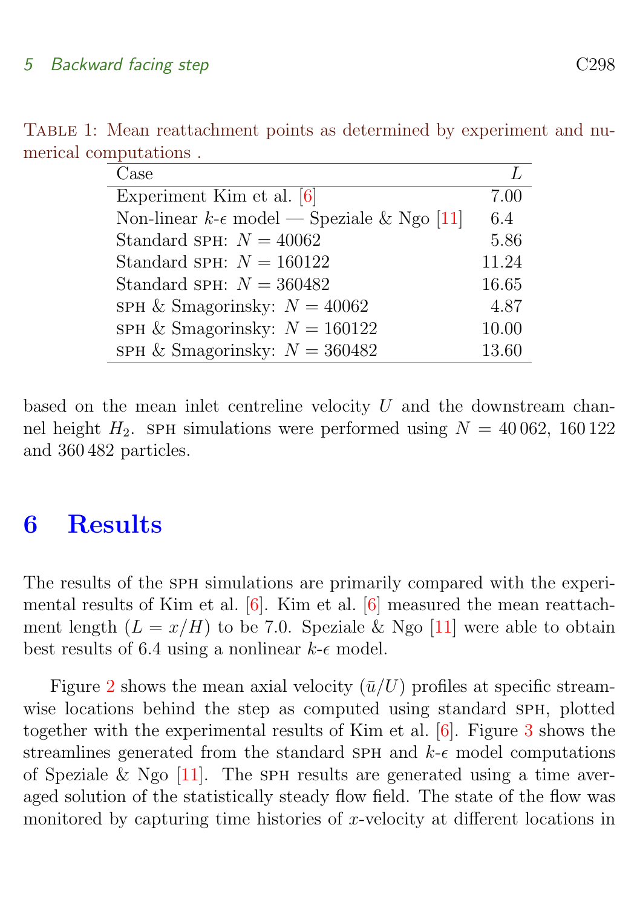Table 1: Mean reattachment points as determined by experiment and numerical computations .

| Case | $L$ |
| --- | --- |
| Experiment Kim et al. [6] | 7.00 |
| Non-linear $k$-$\epsilon$ model — Speziale & Ngo [11] | 6.4 |
| Standard SPH: $N = 40062$ | 5.86 |
| Standard SPH: $N = 160122$ | 11.24 |
| Standard SPH: $N = 360482$ | 16.65 |
| SPH & Smagorinsky: $N = 40062$ | 4.87 |
| SPH & Smagorinsky: $N = 160122$ | 10.00 |
| SPH & Smagorinsky: $N = 360482$ | 13.60 |

based on the mean inlet centreline velocity $U$ and the downstream channel height $H_2$. SPH simulations were performed using $N = 40\,062$, $160\,122$ and $360\,482$ particles.

# 6 Results

The results of the SPH simulations are primarily compared with the experimental results of Kim et al. [6]. Kim et al. [6] measured the mean reattachment length ($L = x/H$) to be 7.0. Speziale & Ngo [11] were able to obtain best results of 6.4 using a nonlinear $k$-$\epsilon$ model.

Figure 2 shows the mean axial velocity ($\bar{u}/U$) profiles at specific streamwise locations behind the step as computed using standard SPH, plotted together with the experimental results of Kim et al. [6]. Figure 3 shows the streamlines generated from the standard SPH and $k$-$\epsilon$ model computations of Speziale & Ngo [11]. The SPH results are generated using a time averaged solution of the statistically steady flow field. The state of the flow was monitored by capturing time histories of $x$-velocity at different locations in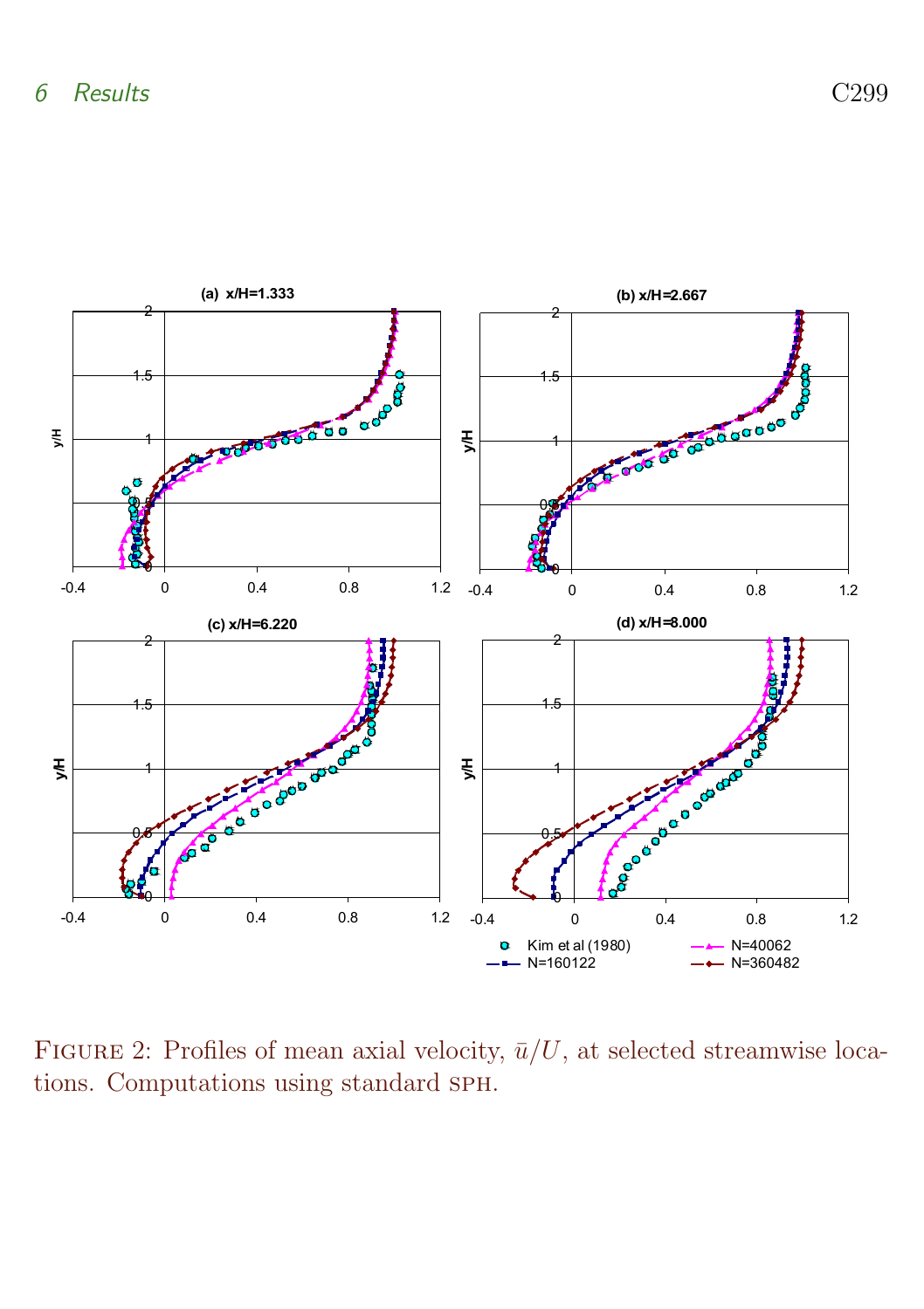FIGURE 2: Profiles of mean axial velocity, $\bar{u}/U$, at selected streamwise locations. Computations using standard SPH.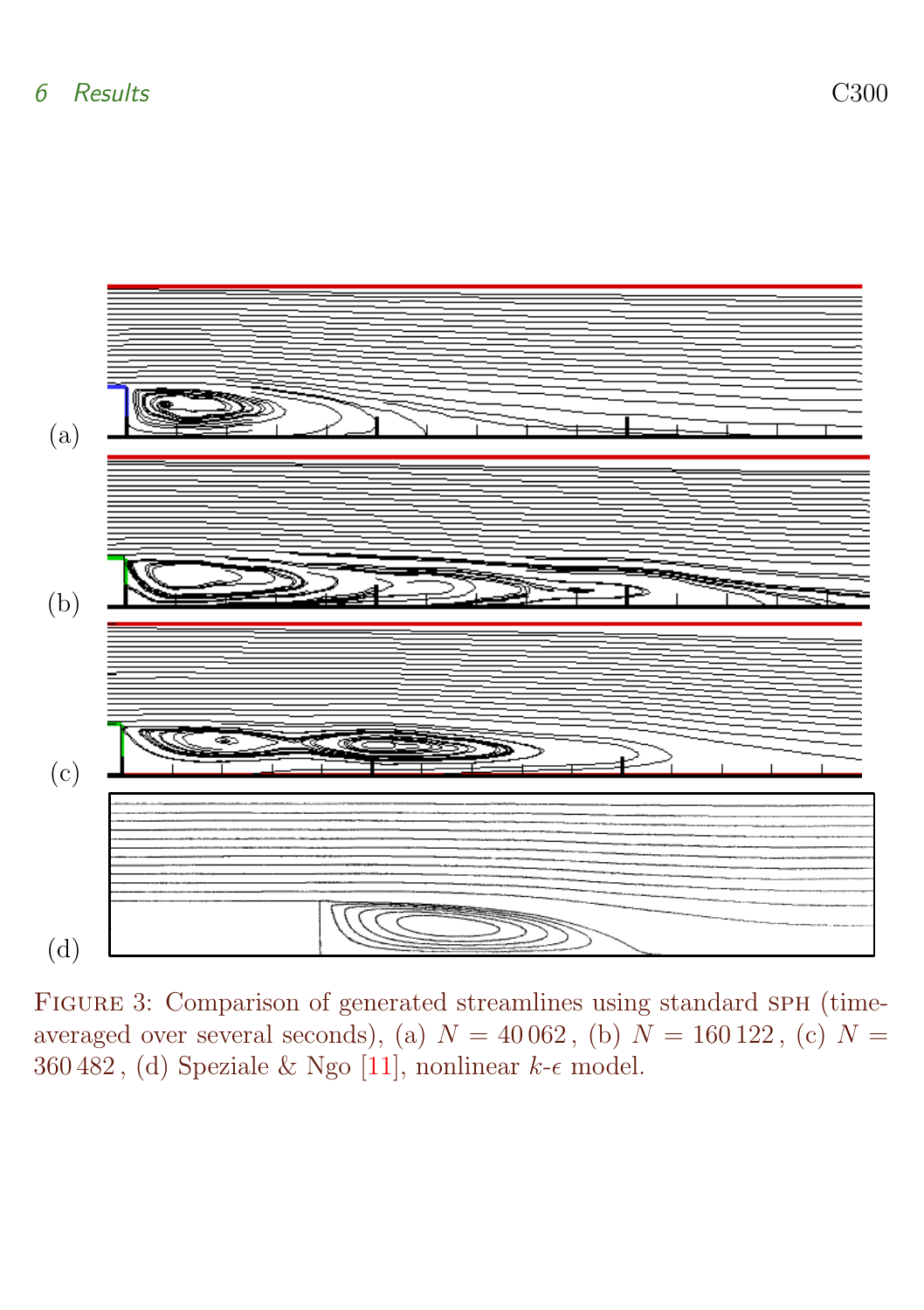(a)

(b)

(c)

(d)

Figure 3: Comparison of generated streamlines using standard SPH (time-averaged over several seconds), (a) $N = 40\,062$ , (b) $N = 160\,122$ , (c) $N = 360\,482$ , (d) Speziale & Ngo [11], nonlinear $k$-$\epsilon$ model.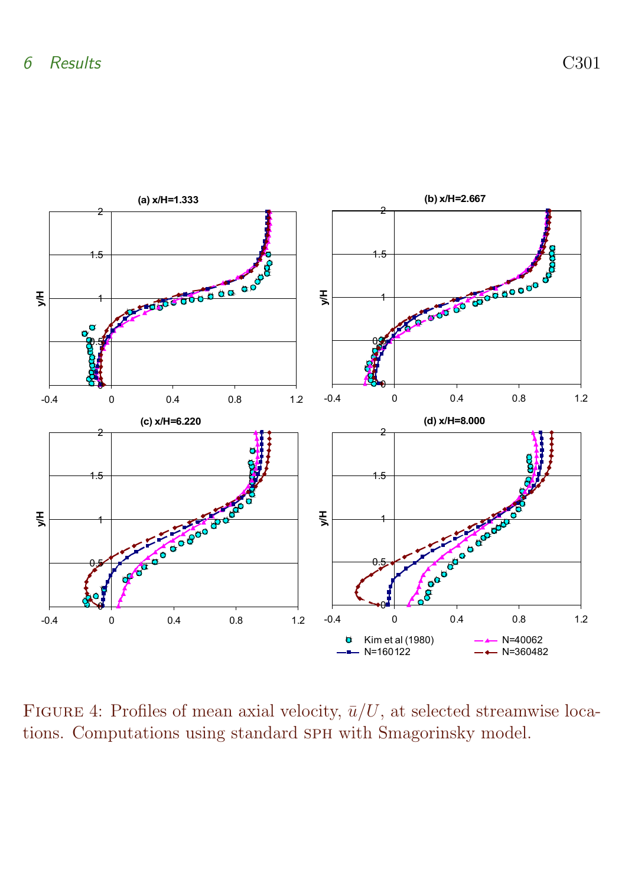Figure 4: Profiles of mean axial velocity, $\bar{u}/U$, at selected streamwise locations. Computations using standard SPH with Smagorinsky model.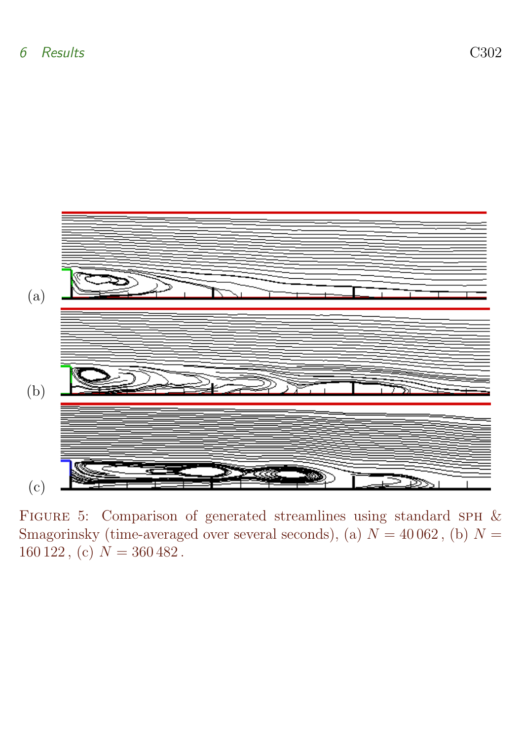(a)

(b)

(c)

Figure 5: Comparison of generated streamlines using standard SPH & Smagorinsky (time-averaged over several seconds), (a) $N = 40\,062$, (b) $N = 160\,122$, (c) $N = 360\,482$.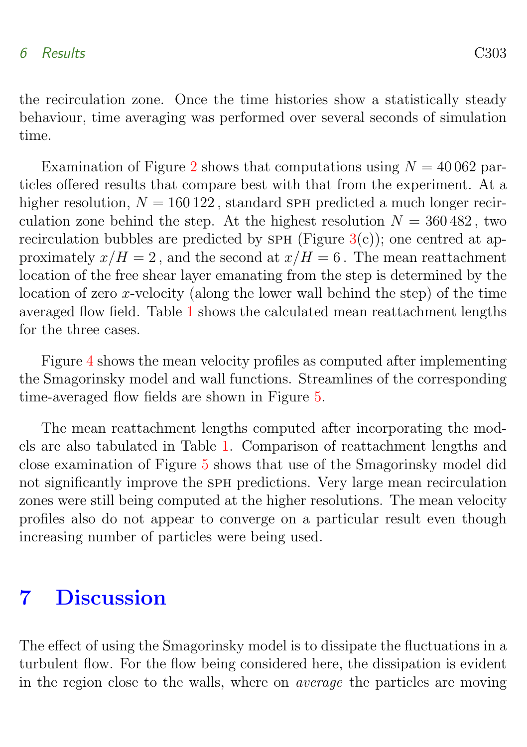the recirculation zone. Once the time histories show a statistically steady behaviour, time averaging was performed over several seconds of simulation time.

Examination of Figure 2 shows that computations using $N = 40\,062$ particles offered results that compare best with that from the experiment. At a higher resolution, $N = 160\,122$, standard SPH predicted a much longer recirculation zone behind the step. At the highest resolution $N = 360\,482$, two recirculation bubbles are predicted by SPH (Figure 3(c)); one centred at approximately $x/H = 2$, and the second at $x/H = 6$. The mean reattachment location of the free shear layer emanating from the step is determined by the location of zero $x$-velocity (along the lower wall behind the step) of the time averaged flow field. Table 1 shows the calculated mean reattachment lengths for the three cases.

Figure 4 shows the mean velocity profiles as computed after implementing the Smagorinsky model and wall functions. Streamlines of the corresponding time-averaged flow fields are shown in Figure 5.

The mean reattachment lengths computed after incorporating the models are also tabulated in Table 1. Comparison of reattachment lengths and close examination of Figure 5 shows that use of the Smagorinsky model did not significantly improve the SPH predictions. Very large mean recirculation zones were still being computed at the higher resolutions. The mean velocity profiles also do not appear to converge on a particular result even though increasing number of particles were being used.

# 7 Discussion

The effect of using the Smagorinsky model is to dissipate the fluctuations in a turbulent flow. For the flow being considered here, the dissipation is evident in the region close to the walls, where on *average* the particles are moving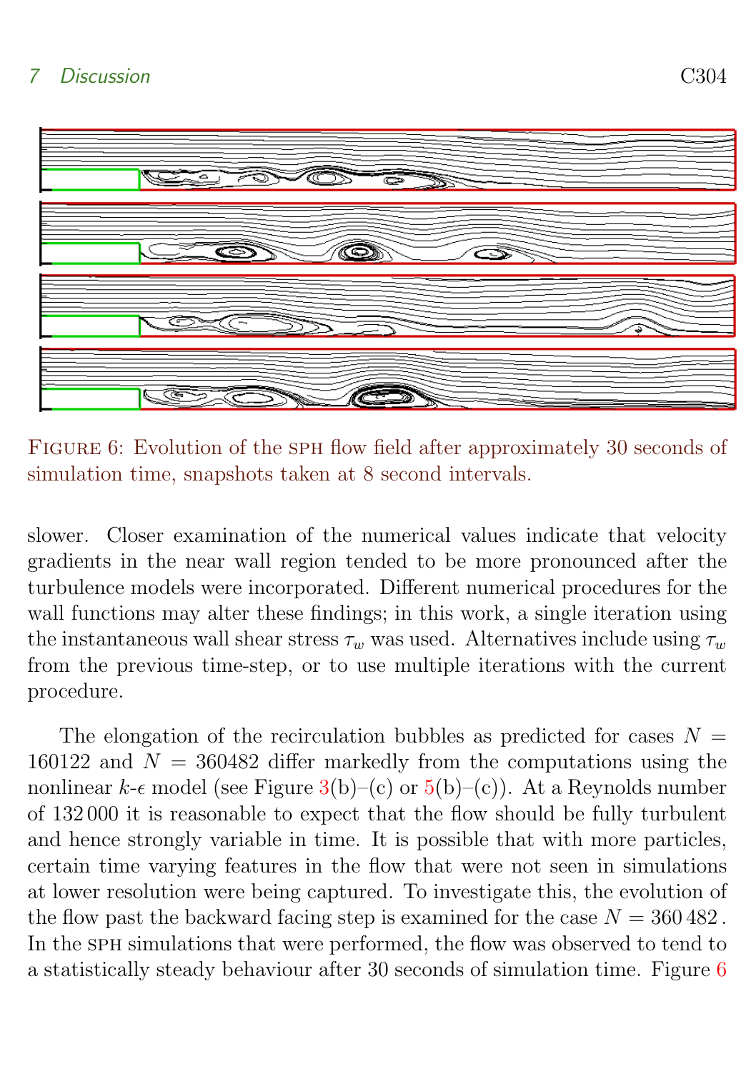FIGURE 6: Evolution of the SPH flow field after approximately 30 seconds of simulation time, snapshots taken at 8 second intervals.

slower. Closer examination of the numerical values indicate that velocity gradients in the near wall region tended to be more pronounced after the turbulence models were incorporated. Different numerical procedures for the wall functions may alter these findings; in this work, a single iteration using the instantaneous wall shear stress $\tau_w$ was used. Alternatives include using $\tau_w$ from the previous time-step, or to use multiple iterations with the current procedure.

The elongation of the recirculation bubbles as predicted for cases $N = 160122$ and $N = 360482$ differ markedly from the computations using the nonlinear $k$-$\epsilon$ model (see Figure 3(b)–(c) or 5(b)–(c)). At a Reynolds number of 132 000 it is reasonable to expect that the flow should be fully turbulent and hence strongly variable in time. It is possible that with more particles, certain time varying features in the flow that were not seen in simulations at lower resolution were being captured. To investigate this, the evolution of the flow past the backward facing step is examined for the case $N = 360\,482$. In the SPH simulations that were performed, the flow was observed to tend to a statistically steady behaviour after 30 seconds of simulation time. Figure 6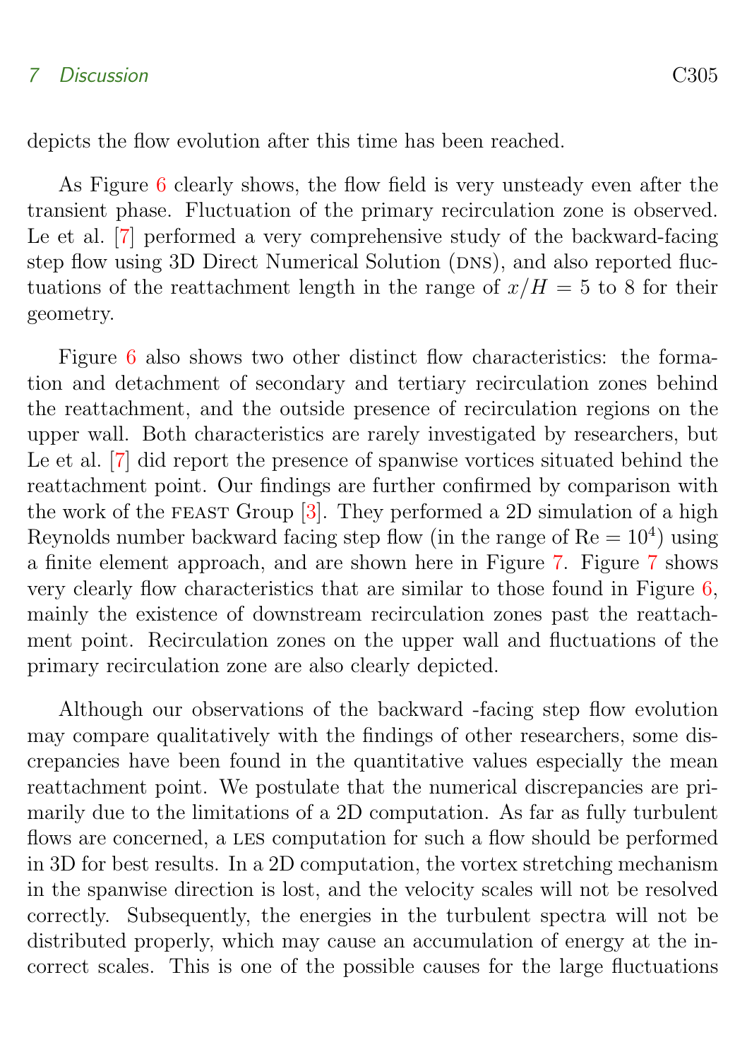depicts the flow evolution after this time has been reached.

As Figure 6 clearly shows, the flow field is very unsteady even after the transient phase. Fluctuation of the primary recirculation zone is observed. Le et al. [7] performed a very comprehensive study of the backward-facing step flow using 3D Direct Numerical Solution (DNS), and also reported fluctuations of the reattachment length in the range of $x/H = 5$ to 8 for their geometry.

Figure 6 also shows two other distinct flow characteristics: the formation and detachment of secondary and tertiary recirculation zones behind the reattachment, and the outside presence of recirculation regions on the upper wall. Both characteristics are rarely investigated by researchers, but Le et al. [7] did report the presence of spanwise vortices situated behind the reattachment point. Our findings are further confirmed by comparison with the work of the FEAST Group [3]. They performed a 2D simulation of a high Reynolds number backward facing step flow (in the range of $\text{Re} = 10^4$) using a finite element approach, and are shown here in Figure 7. Figure 7 shows very clearly flow characteristics that are similar to those found in Figure 6, mainly the existence of downstream recirculation zones past the reattachment point. Recirculation zones on the upper wall and fluctuations of the primary recirculation zone are also clearly depicted.

Although our observations of the backward -facing step flow evolution may compare qualitatively with the findings of other researchers, some discrepancies have been found in the quantitative values especially the mean reattachment point. We postulate that the numerical discrepancies are primarily due to the limitations of a 2D computation. As far as fully turbulent flows are concerned, a LES computation for such a flow should be performed in 3D for best results. In a 2D computation, the vortex stretching mechanism in the spanwise direction is lost, and the velocity scales will not be resolved correctly. Subsequently, the energies in the turbulent spectra will not be distributed properly, which may cause an accumulation of energy at the incorrect scales. This is one of the possible causes for the large fluctuations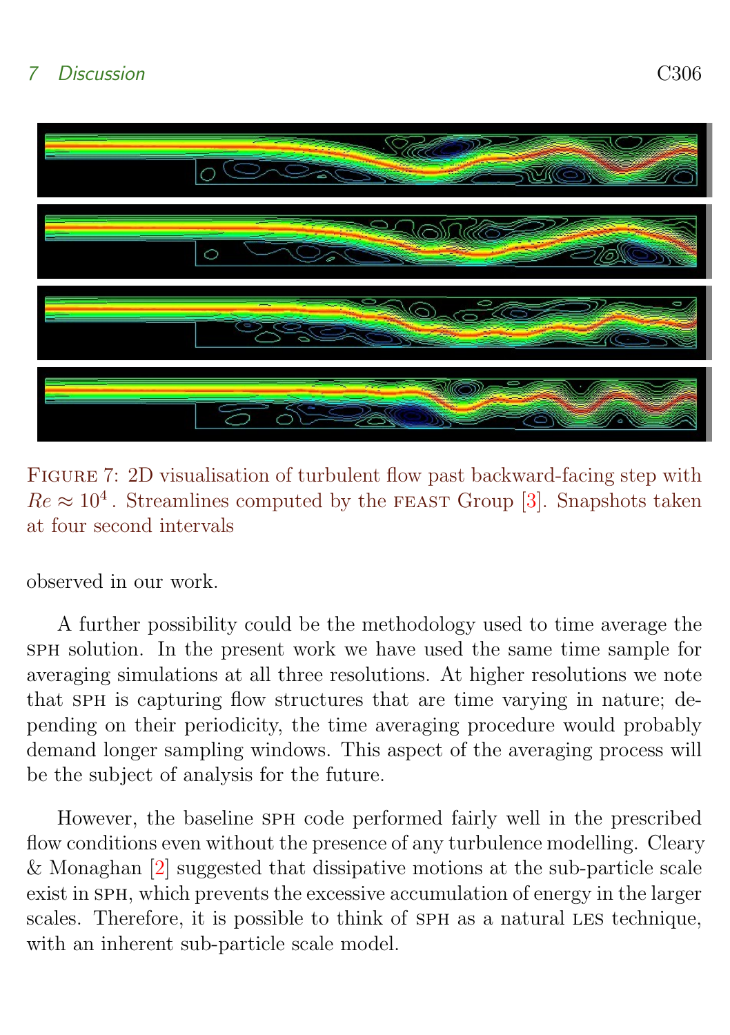FIGURE 7: 2D visualisation of turbulent flow past backward-facing step with $Re \approx 10^4$. Streamlines computed by the FEAST Group [3]. Snapshots taken at four second intervals

observed in our work.

A further possibility could be the methodology used to time average the SPH solution. In the present work we have used the same time sample for averaging simulations at all three resolutions. At higher resolutions we note that SPH is capturing flow structures that are time varying in nature; depending on their periodicity, the time averaging procedure would probably demand longer sampling windows. This aspect of the averaging process will be the subject of analysis for the future.

However, the baseline SPH code performed fairly well in the prescribed flow conditions even without the presence of any turbulence modelling. Cleary & Monaghan [2] suggested that dissipative motions at the sub-particle scale exist in SPH, which prevents the excessive accumulation of energy in the larger scales. Therefore, it is possible to think of SPH as a natural LES technique, with an inherent sub-particle scale model.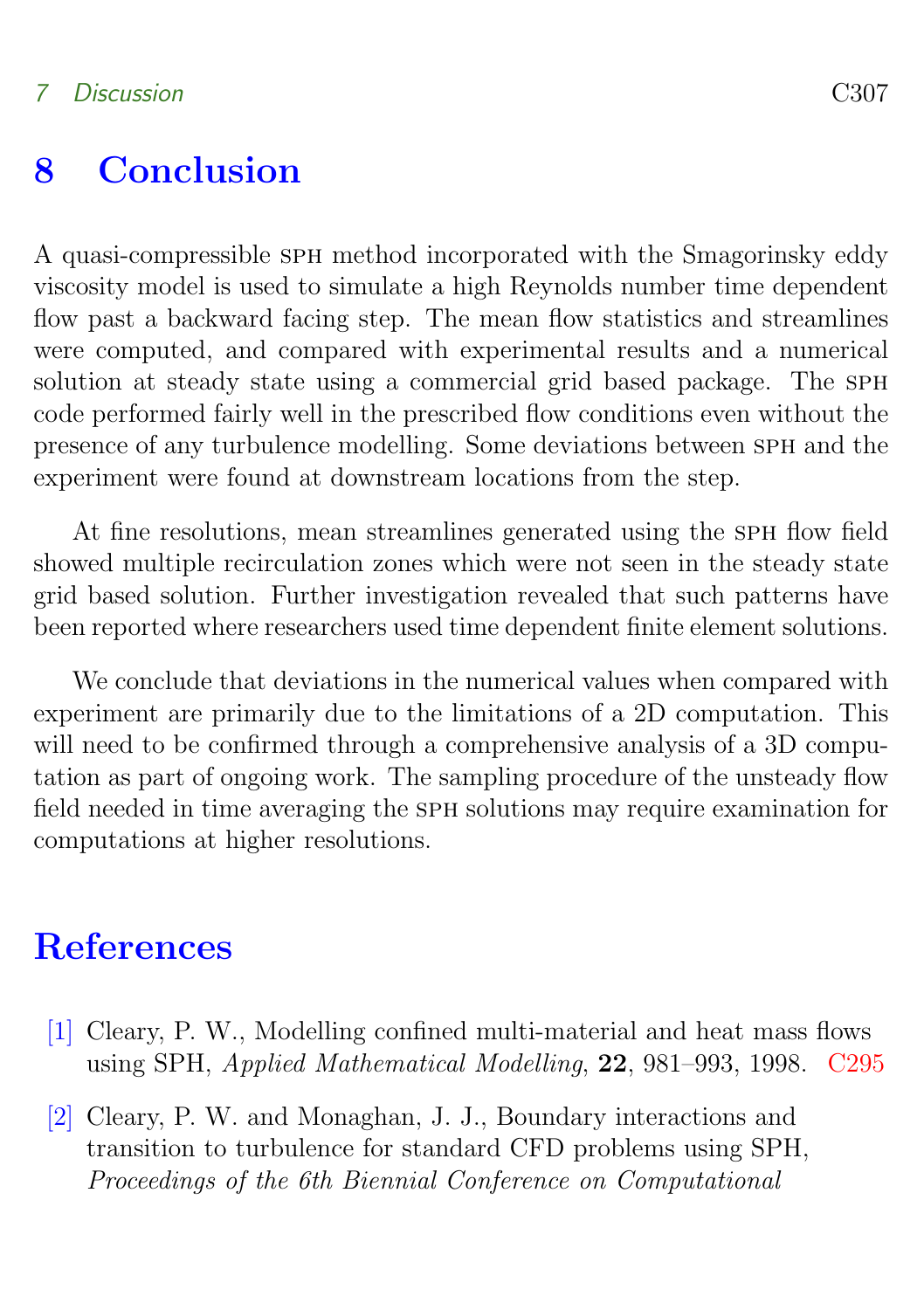# 8 Conclusion

A quasi-compressible SPH method incorporated with the Smagorinsky eddy viscosity model is used to simulate a high Reynolds number time dependent flow past a backward facing step. The mean flow statistics and streamlines were computed, and compared with experimental results and a numerical solution at steady state using a commercial grid based package. The SPH code performed fairly well in the prescribed flow conditions even without the presence of any turbulence modelling. Some deviations between SPH and the experiment were found at downstream locations from the step.

At fine resolutions, mean streamlines generated using the SPH flow field showed multiple recirculation zones which were not seen in the steady state grid based solution. Further investigation revealed that such patterns have been reported where researchers used time dependent finite element solutions.

We conclude that deviations in the numerical values when compared with experiment are primarily due to the limitations of a 2D computation. This will need to be confirmed through a comprehensive analysis of a 3D computation as part of ongoing work. The sampling procedure of the unsteady flow field needed in time averaging the SPH solutions may require examination for computations at higher resolutions.

# References

[1] Cleary, P. W., Modelling confined multi-material and heat mass flows using SPH, *Applied Mathematical Modelling*, **22**, 981–993, 1998. C295

[2] Cleary, P. W. and Monaghan, J. J., Boundary interactions and transition to turbulence for standard CFD problems using SPH, *Proceedings of the 6th Biennial Conference on Computational*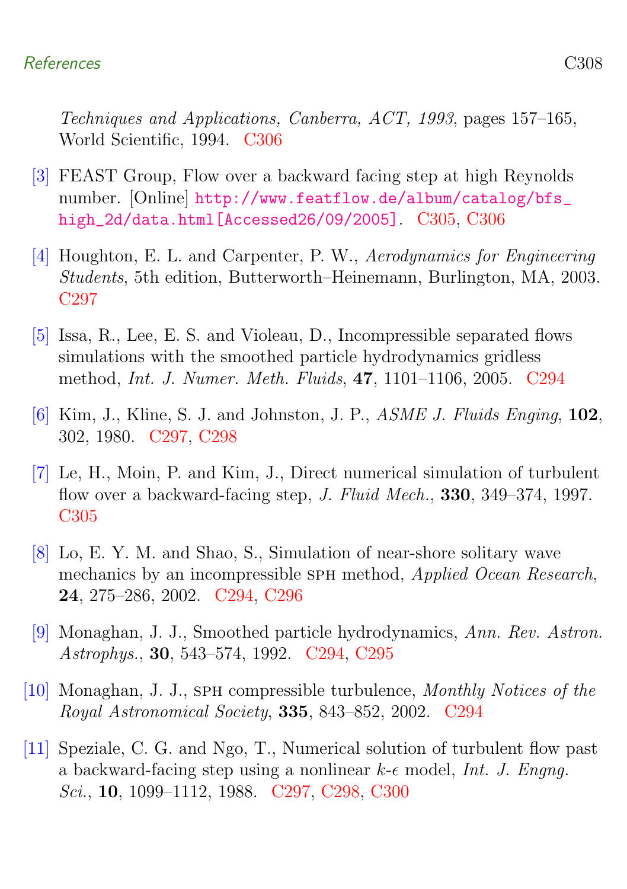*Techniques and Applications, Canberra, ACT, 1993*, pages 157–165, World Scientific, 1994. C306

[3] FEAST Group, Flow over a backward facing step at high Reynolds number. [Online] http://www.featflow.de/album/catalog/bfs_high_2d/data.html[Accessed26/09/2005]. C305, C306

[4] Houghton, E. L. and Carpenter, P. W., *Aerodynamics for Engineering Students*, 5th edition, Butterworth–Heinemann, Burlington, MA, 2003. C297

[5] Issa, R., Lee, E. S. and Violeau, D., Incompressible separated flows simulations with the smoothed particle hydrodynamics gridless method, *Int. J. Numer. Meth. Fluids*, **47**, 1101–1106, 2005. C294

[6] Kim, J., Kline, S. J. and Johnston, J. P., *ASME J. Fluids Enging*, **102**, 302, 1980. C297, C298

[7] Le, H., Moin, P. and Kim, J., Direct numerical simulation of turbulent flow over a backward-facing step, *J. Fluid Mech.*, **330**, 349–374, 1997. C305

[8] Lo, E. Y. M. and Shao, S., Simulation of near-shore solitary wave mechanics by an incompressible SPH method, *Applied Ocean Research*, **24**, 275–286, 2002. C294, C296

[9] Monaghan, J. J., Smoothed particle hydrodynamics, *Ann. Rev. Astron. Astrophys.*, **30**, 543–574, 1992. C294, C295

[10] Monaghan, J. J., SPH compressible turbulence, *Monthly Notices of the Royal Astronomical Society*, **335**, 843–852, 2002. C294

[11] Speziale, C. G. and Ngo, T., Numerical solution of turbulent flow past a backward-facing step using a nonlinear $k$-$\epsilon$ model, *Int. J. Engng. Sci.*, **10**, 1099–1112, 1988. C297, C298, C300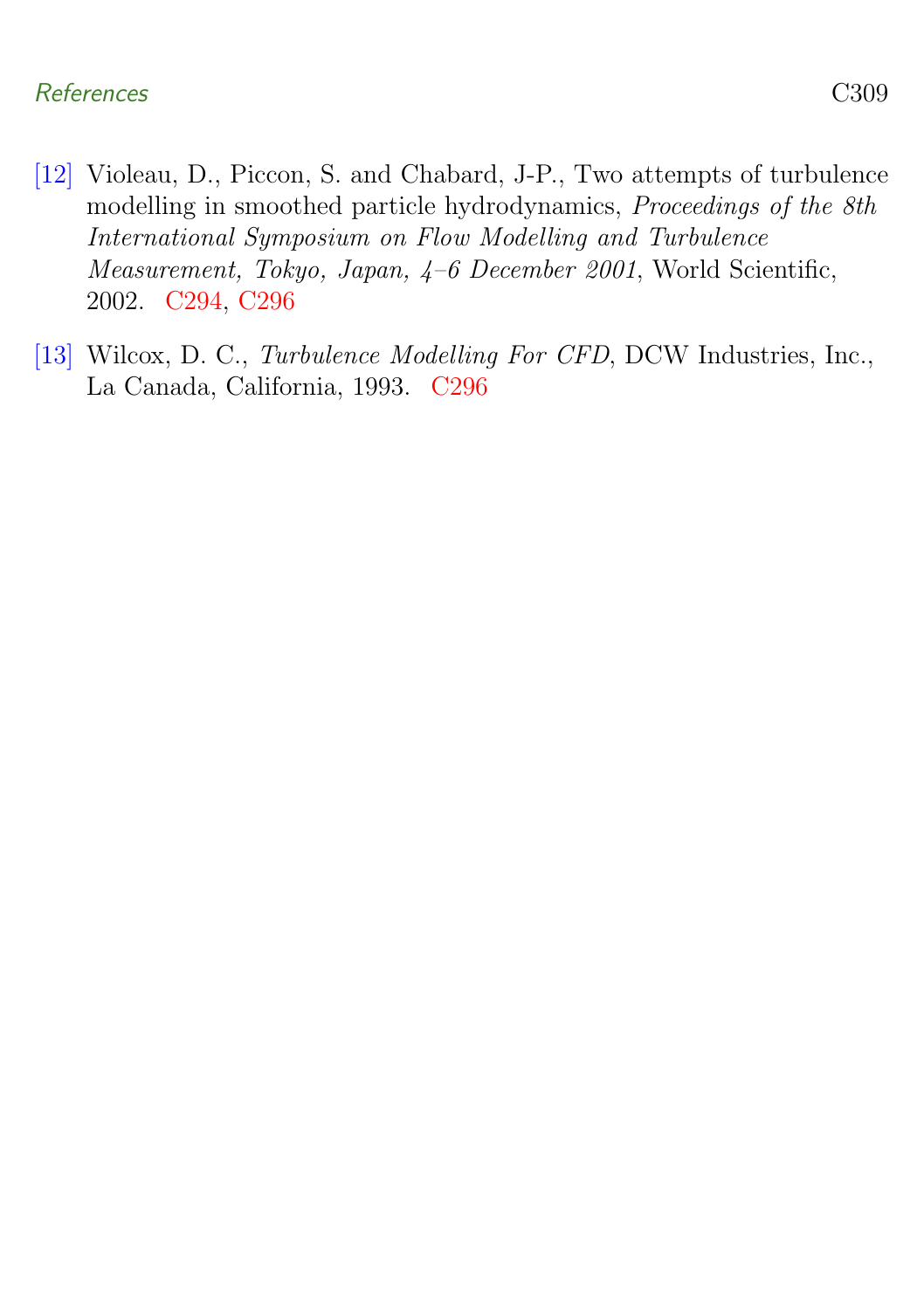[12] Violeau, D., Piccon, S. and Chabard, J-P., Two attempts of turbulence modelling in smoothed particle hydrodynamics, *Proceedings of the 8th International Symposium on Flow Modelling and Turbulence Measurement, Tokyo, Japan, 4–6 December 2001*, World Scientific, 2002. C294, C296

[13] Wilcox, D. C., *Turbulence Modelling For CFD*, DCW Industries, Inc., La Canada, California, 1993. C296